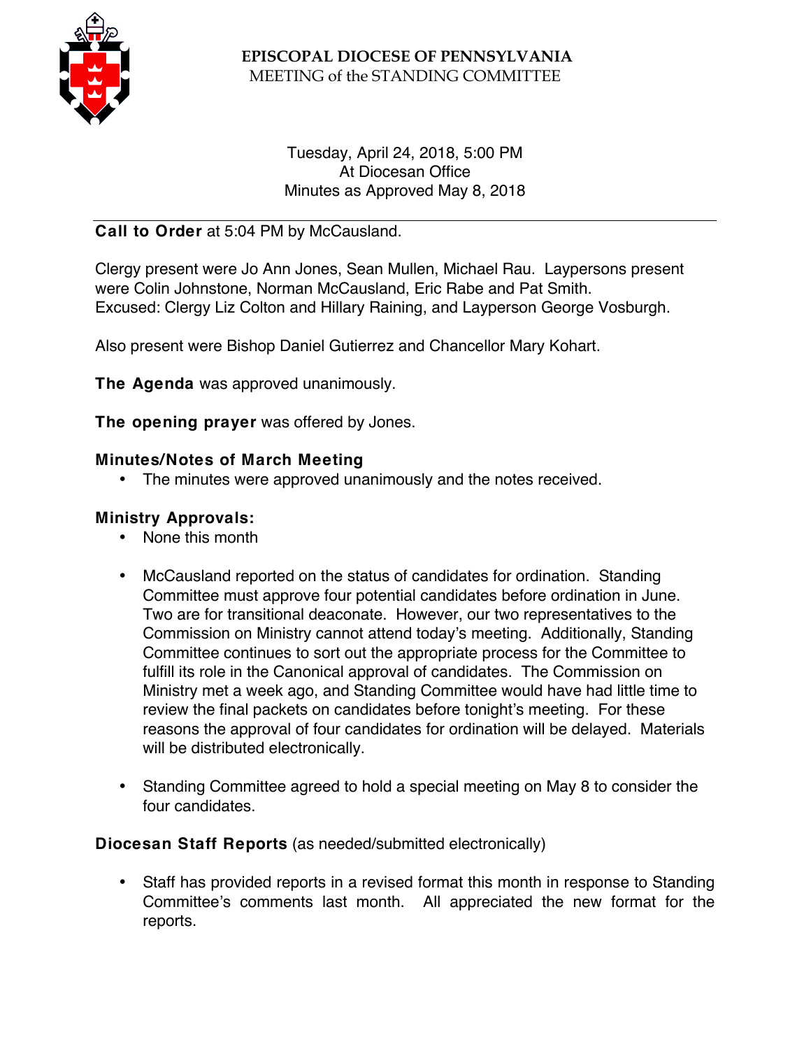# EPISCOPAL DIOCESE OF PENNSYLVANIA

MEETING of the STANDING COMMITTEE

Tuesday, April 24, 2018, 5:00 PM
At Diocesan Office
Minutes as Approved May 8, 2018

---

**Call to Order** at 5:04 PM by McCausland.

Clergy present were Jo Ann Jones, Sean Mullen, Michael Rau. Laypersons present were Colin Johnstone, Norman McCausland, Eric Rabe and Pat Smith.
Excused: Clergy Liz Colton and Hillary Raining, and Layperson George Vosburgh.

Also present were Bishop Daniel Gutierrez and Chancellor Mary Kohart.

**The Agenda** was approved unanimously.

**The opening prayer** was offered by Jones.

**Minutes/Notes of March Meeting**

- The minutes were approved unanimously and the notes received.

**Ministry Approvals:**

- None this month
- McCausland reported on the status of candidates for ordination. Standing Committee must approve four potential candidates before ordination in June. Two are for transitional deaconate. However, our two representatives to the Commission on Ministry cannot attend today's meeting. Additionally, Standing Committee continues to sort out the appropriate process for the Committee to fulfill its role in the Canonical approval of candidates. The Commission on Ministry met a week ago, and Standing Committee would have had little time to review the final packets on candidates before tonight's meeting. For these reasons the approval of four candidates for ordination will be delayed. Materials will be distributed electronically.
- Standing Committee agreed to hold a special meeting on May 8 to consider the four candidates.

**Diocesan Staff Reports** (as needed/submitted electronically)

- Staff has provided reports in a revised format this month in response to Standing Committee's comments last month. All appreciated the new format for the reports.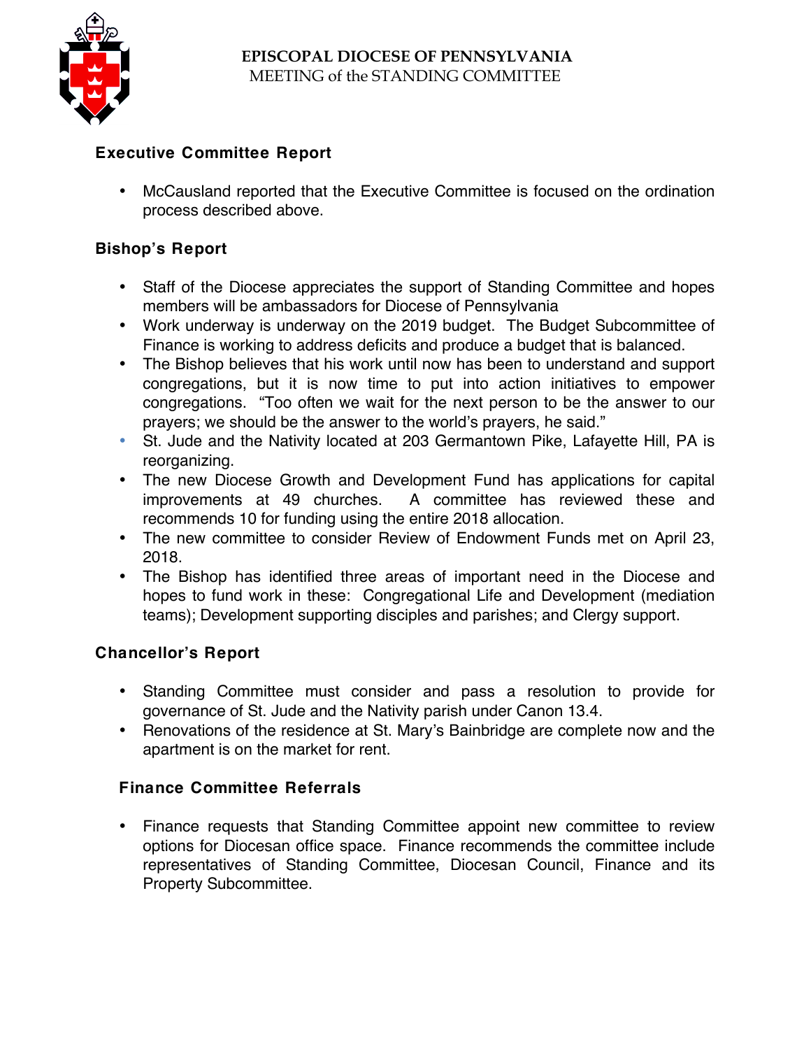**EPISCOPAL DIOCESE OF PENNSYLVANIA**
MEETING of the STANDING COMMITTEE

### Executive Committee Report

- McCausland reported that the Executive Committee is focused on the ordination process described above.

### Bishop's Report

- Staff of the Diocese appreciates the support of Standing Committee and hopes members will be ambassadors for Diocese of Pennsylvania
- Work underway is underway on the 2019 budget. The Budget Subcommittee of Finance is working to address deficits and produce a budget that is balanced.
- The Bishop believes that his work until now has been to understand and support congregations, but it is now time to put into action initiatives to empower congregations. "Too often we wait for the next person to be the answer to our prayers; we should be the answer to the world's prayers, he said."
- St. Jude and the Nativity located at 203 Germantown Pike, Lafayette Hill, PA is reorganizing.
- The new Diocese Growth and Development Fund has applications for capital improvements at 49 churches. A committee has reviewed these and recommends 10 for funding using the entire 2018 allocation.
- The new committee to consider Review of Endowment Funds met on April 23, 2018.
- The Bishop has identified three areas of important need in the Diocese and hopes to fund work in these: Congregational Life and Development (mediation teams); Development supporting disciples and parishes; and Clergy support.

### Chancellor's Report

- Standing Committee must consider and pass a resolution to provide for governance of St. Jude and the Nativity parish under Canon 13.4.
- Renovations of the residence at St. Mary's Bainbridge are complete now and the apartment is on the market for rent.

### Finance Committee Referrals

- Finance requests that Standing Committee appoint new committee to review options for Diocesan office space. Finance recommends the committee include representatives of Standing Committee, Diocesan Council, Finance and its Property Subcommittee.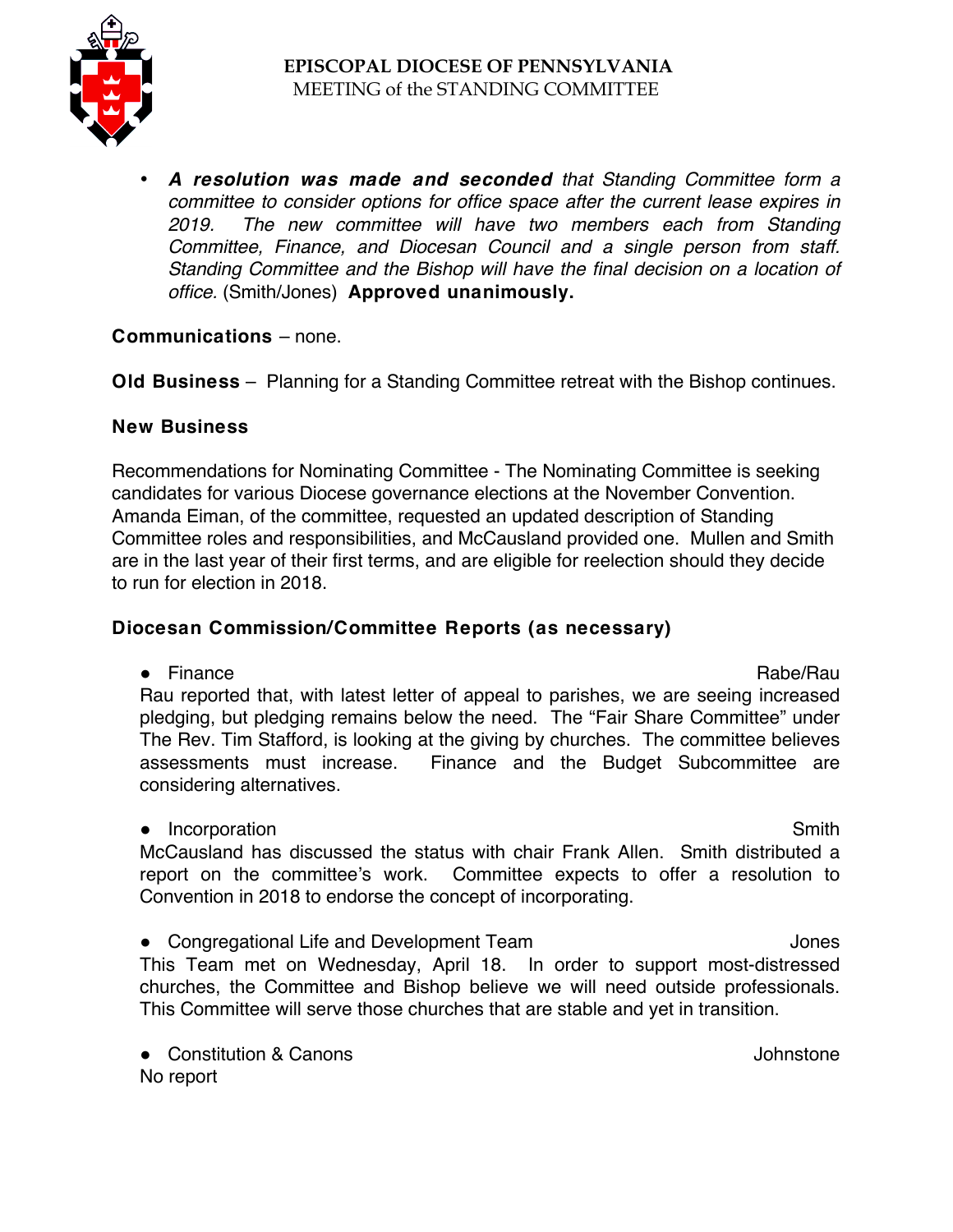- ***A resolution was made and seconded*** *that Standing Committee form a committee to consider options for office space after the current lease expires in 2019. The new committee will have two members each from Standing Committee, Finance, and Diocesan Council and a single person from staff. Standing Committee and the Bishop will have the final decision on a location of office.* (Smith/Jones) **Approved unanimously.**

**Communications** – none.

**Old Business** – Planning for a Standing Committee retreat with the Bishop continues.

**New Business**

Recommendations for Nominating Committee - The Nominating Committee is seeking candidates for various Diocese governance elections at the November Convention. Amanda Eiman, of the committee, requested an updated description of Standing Committee roles and responsibilities, and McCausland provided one. Mullen and Smith are in the last year of their first terms, and are eligible for reelection should they decide to run for election in 2018.

**Diocesan Commission/Committee Reports (as necessary)**

- Finance — Rabe/Rau

Rau reported that, with latest letter of appeal to parishes, we are seeing increased pledging, but pledging remains below the need. The "Fair Share Committee" under The Rev. Tim Stafford, is looking at the giving by churches. The committee believes assessments must increase. Finance and the Budget Subcommittee are considering alternatives.

- Incorporation — Smith

McCausland has discussed the status with chair Frank Allen. Smith distributed a report on the committee's work. Committee expects to offer a resolution to Convention in 2018 to endorse the concept of incorporating.

- Congregational Life and Development Team — Jones

This Team met on Wednesday, April 18. In order to support most-distressed churches, the Committee and Bishop believe we will need outside professionals. This Committee will serve those churches that are stable and yet in transition.

- Constitution & Canons — Johnstone

No report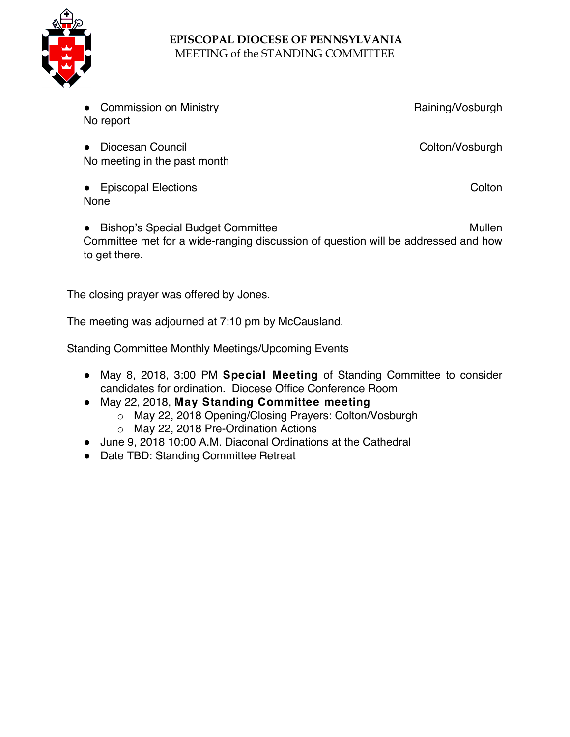**EPISCOPAL DIOCESE OF PENNSYLVANIA**
MEETING of the STANDING COMMITTEE

- Commission on Ministry — Raining/Vosburgh

No report

- Diocesan Council — Colton/Vosburgh

No meeting in the past month

- Episcopal Elections — Colton

None

- Bishop's Special Budget Committee — Mullen

Committee met for a wide-ranging discussion of question will be addressed and how to get there.

The closing prayer was offered by Jones.

The meeting was adjourned at 7:10 pm by McCausland.

Standing Committee Monthly Meetings/Upcoming Events

- May 8, 2018, 3:00 PM **Special Meeting** of Standing Committee to consider candidates for ordination. Diocese Office Conference Room
- May 22, 2018, **May Standing Committee meeting**
  - May 22, 2018 Opening/Closing Prayers: Colton/Vosburgh
  - May 22, 2018 Pre-Ordination Actions
- June 9, 2018 10:00 A.M. Diaconal Ordinations at the Cathedral
- Date TBD: Standing Committee Retreat